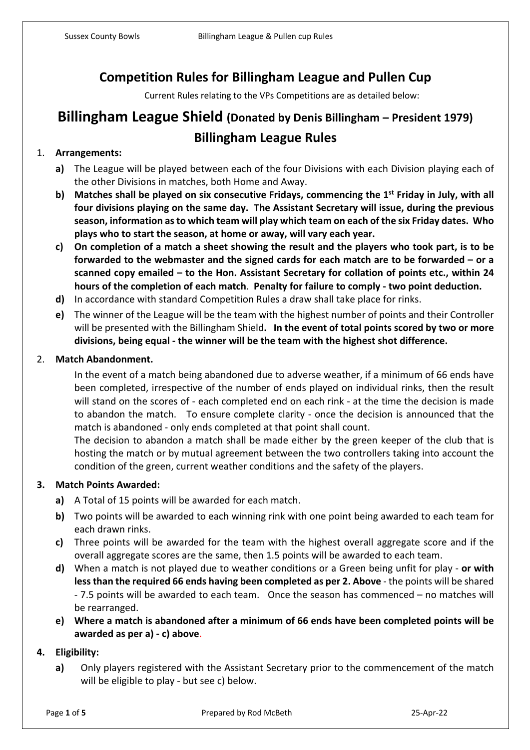# Competition Rules for Billingham League and Pullen Cup

Current Rules relating to the VPs Competitions are as detailed below:

# Billingham League Shield (Donated by Denis Billingham – President 1979)

## Billingham League Rules

1. **Arrangements:**
   - **a)** The League will be played between each of the four Divisions with each Division playing each of the other Divisions in matches, both Home and Away.
   - **b)** **Matches shall be played on six consecutive Fridays, commencing the 1st Friday in July, with all four divisions playing on the same day. The Assistant Secretary will issue, during the previous season, information as to which team will play which team on each of the six Friday dates. Who plays who to start the season, at home or away, will vary each year.**
   - **c)** **On completion of a match a sheet showing the result and the players who took part, is to be forwarded to the webmaster and the signed cards for each match are to be forwarded – or a scanned copy emailed – to the Hon. Assistant Secretary for collation of points etc., within 24 hours of the completion of each match**. **Penalty for failure to comply - two point deduction.**
   - **d)** In accordance with standard Competition Rules a draw shall take place for rinks.
   - **e)** The winner of the League will be the team with the highest number of points and their Controller will be presented with the Billingham Shield**. In the event of total points scored by two or more divisions, being equal - the winner will be the team with the highest shot difference.**

2. **Match Abandonment.**

   In the event of a match being abandoned due to adverse weather, if a minimum of 66 ends have been completed, irrespective of the number of ends played on individual rinks, then the result will stand on the scores of - each completed end on each rink - at the time the decision is made to abandon the match. To ensure complete clarity - once the decision is announced that the match is abandoned - only ends completed at that point shall count.

   The decision to abandon a match shall be made either by the green keeper of the club that is hosting the match or by mutual agreement between the two controllers taking into account the condition of the green, current weather conditions and the safety of the players.

3. **Match Points Awarded:**
   - **a)** A Total of 15 points will be awarded for each match.
   - **b)** Two points will be awarded to each winning rink with one point being awarded to each team for each drawn rinks.
   - **c)** Three points will be awarded for the team with the highest overall aggregate score and if the overall aggregate scores are the same, then 1.5 points will be awarded to each team.
   - **d)** When a match is not played due to weather conditions or a Green being unfit for play - **or with less than the required 66 ends having been completed as per 2. Above** - the points will be shared - 7.5 points will be awarded to each team. Once the season has commenced – no matches will be rearranged.
   - **e)** **Where a match is abandoned after a minimum of 66 ends have been completed points will be awarded as per a) - c) above**.

4. **Eligibility:**
   - **a)** Only players registered with the Assistant Secretary prior to the commencement of the match will be eligible to play - but see c) below.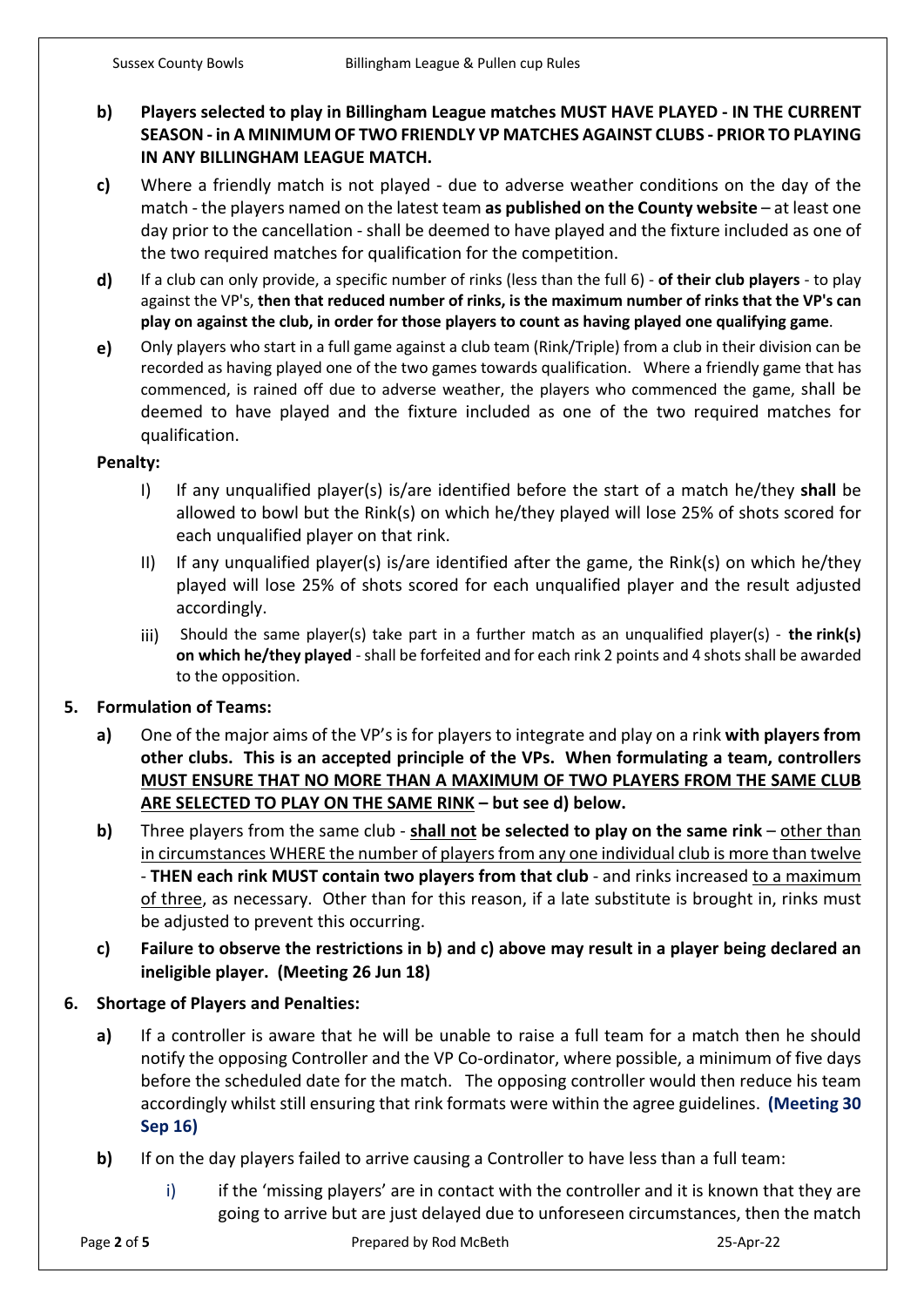**b) Players selected to play in Billingham League matches MUST HAVE PLAYED - IN THE CURRENT SEASON - in A MINIMUM OF TWO FRIENDLY VP MATCHES AGAINST CLUBS - PRIOR TO PLAYING IN ANY BILLINGHAM LEAGUE MATCH.**

**c)** Where a friendly match is not played - due to adverse weather conditions on the day of the match - the players named on the latest team **as published on the County website** – at least one day prior to the cancellation - shall be deemed to have played and the fixture included as one of the two required matches for qualification for the competition.

**d)** If a club can only provide, a specific number of rinks (less than the full 6) - **of their club players** - to play against the VP's, **then that reduced number of rinks, is the maximum number of rinks that the VP's can play on against the club, in order for those players to count as having played one qualifying game**.

**e)** Only players who start in a full game against a club team (Rink/Triple) from a club in their division can be recorded as having played one of the two games towards qualification. Where a friendly game that has commenced, is rained off due to adverse weather, the players who commenced the game, shall be deemed to have played and the fixture included as one of the two required matches for qualification.

**Penalty:**

I) If any unqualified player(s) is/are identified before the start of a match he/they **shall** be allowed to bowl but the Rink(s) on which he/they played will lose 25% of shots scored for each unqualified player on that rink.

II) If any unqualified player(s) is/are identified after the game, the Rink(s) on which he/they played will lose 25% of shots scored for each unqualified player and the result adjusted accordingly.

iii) Should the same player(s) take part in a further match as an unqualified player(s) - **the rink(s) on which he/they played** - shall be forfeited and for each rink 2 points and 4 shots shall be awarded to the opposition.

## 5. Formulation of Teams:

**a)** One of the major aims of the VP's is for players to integrate and play on a rink **with players from other clubs. This is an accepted principle of the VPs. When formulating a team, controllers MUST ENSURE THAT NO MORE THAN A MAXIMUM OF TWO PLAYERS FROM THE SAME CLUB ARE SELECTED TO PLAY ON THE SAME RINK – but see d) below.**

**b)** Three players from the same club - **shall not be selected to play on the same rink** – other than in circumstances WHERE the number of players from any one individual club is more than twelve - **THEN each rink MUST contain two players from that club** - and rinks increased to a maximum of three, as necessary. Other than for this reason, if a late substitute is brought in, rinks must be adjusted to prevent this occurring.

**c) Failure to observe the restrictions in b) and c) above may result in a player being declared an ineligible player. (Meeting 26 Jun 18)**

## 6. Shortage of Players and Penalties:

**a)** If a controller is aware that he will be unable to raise a full team for a match then he should notify the opposing Controller and the VP Co-ordinator, where possible, a minimum of five days before the scheduled date for the match. The opposing controller would then reduce his team accordingly whilst still ensuring that rink formats were within the agree guidelines. **(Meeting 30 Sep 16)**

**b)** If on the day players failed to arrive causing a Controller to have less than a full team:

i) if the 'missing players' are in contact with the controller and it is known that they are going to arrive but are just delayed due to unforeseen circumstances, then the match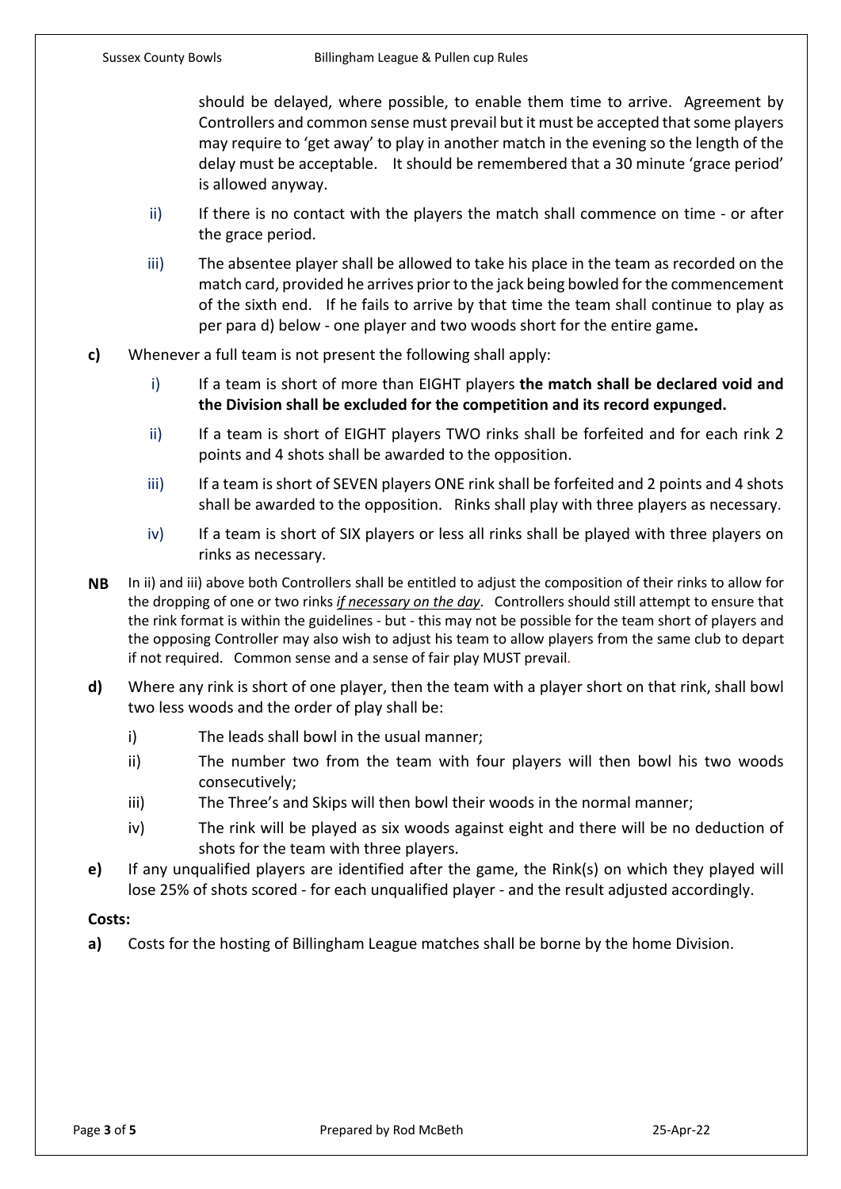should be delayed, where possible, to enable them time to arrive. Agreement by Controllers and common sense must prevail but it must be accepted that some players may require to 'get away' to play in another match in the evening so the length of the delay must be acceptable. It should be remembered that a 30 minute 'grace period' is allowed anyway.

ii) If there is no contact with the players the match shall commence on time - or after the grace period.

iii) The absentee player shall be allowed to take his place in the team as recorded on the match card, provided he arrives prior to the jack being bowled for the commencement of the sixth end. If he fails to arrive by that time the team shall continue to play as per para d) below - one player and two woods short for the entire game**.**

**c)** Whenever a full team is not present the following shall apply:

i) If a team is short of more than EIGHT players **the match shall be declared void and the Division shall be excluded for the competition and its record expunged.**

ii) If a team is short of EIGHT players TWO rinks shall be forfeited and for each rink 2 points and 4 shots shall be awarded to the opposition.

iii) If a team is short of SEVEN players ONE rink shall be forfeited and 2 points and 4 shots shall be awarded to the opposition. Rinks shall play with three players as necessary.

iv) If a team is short of SIX players or less all rinks shall be played with three players on rinks as necessary.

**NB** In ii) and iii) above both Controllers shall be entitled to adjust the composition of their rinks to allow for the dropping of one or two rinks ***if necessary on the day***. Controllers should still attempt to ensure that the rink format is within the guidelines - but - this may not be possible for the team short of players and the opposing Controller may also wish to adjust his team to allow players from the same club to depart if not required. Common sense and a sense of fair play MUST prevail.

**d)** Where any rink is short of one player, then the team with a player short on that rink, shall bowl two less woods and the order of play shall be:

i) The leads shall bowl in the usual manner;

ii) The number two from the team with four players will then bowl his two woods consecutively;

iii) The Three's and Skips will then bowl their woods in the normal manner;

iv) The rink will be played as six woods against eight and there will be no deduction of shots for the team with three players.

**e)** If any unqualified players are identified after the game, the Rink(s) on which they played will lose 25% of shots scored - for each unqualified player - and the result adjusted accordingly.

**Costs:**

**a)** Costs for the hosting of Billingham League matches shall be borne by the home Division.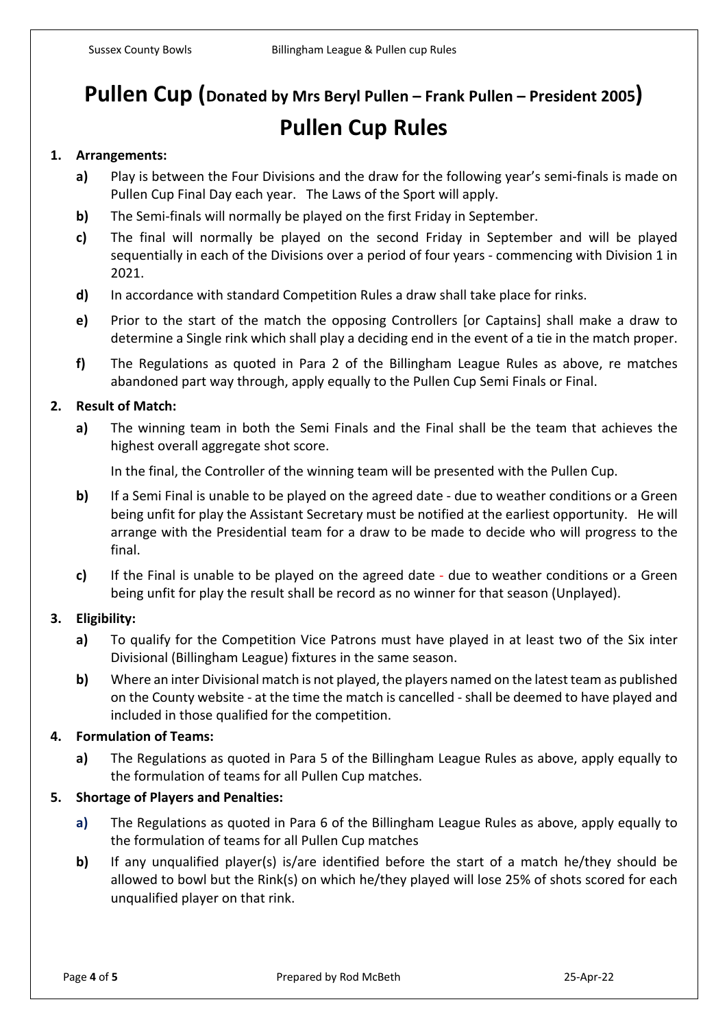# Pullen Cup (Donated by Mrs Beryl Pullen – Frank Pullen – President 2005)

# Pullen Cup Rules

1. **Arrangements:**
   - **a)** Play is between the Four Divisions and the draw for the following year's semi-finals is made on Pullen Cup Final Day each year. The Laws of the Sport will apply.
   - **b)** The Semi-finals will normally be played on the first Friday in September.
   - **c)** The final will normally be played on the second Friday in September and will be played sequentially in each of the Divisions over a period of four years - commencing with Division 1 in 2021.
   - **d)** In accordance with standard Competition Rules a draw shall take place for rinks.
   - **e)** Prior to the start of the match the opposing Controllers [or Captains] shall make a draw to determine a Single rink which shall play a deciding end in the event of a tie in the match proper.
   - **f)** The Regulations as quoted in Para 2 of the Billingham League Rules as above, re matches abandoned part way through, apply equally to the Pullen Cup Semi Finals or Final.

2. **Result of Match:**
   - **a)** The winning team in both the Semi Finals and the Final shall be the team that achieves the highest overall aggregate shot score.

     In the final, the Controller of the winning team will be presented with the Pullen Cup.
   - **b)** If a Semi Final is unable to be played on the agreed date - due to weather conditions or a Green being unfit for play the Assistant Secretary must be notified at the earliest opportunity. He will arrange with the Presidential team for a draw to be made to decide who will progress to the final.
   - **c)** If the Final is unable to be played on the agreed date - due to weather conditions or a Green being unfit for play the result shall be record as no winner for that season (Unplayed).

3. **Eligibility:**
   - **a)** To qualify for the Competition Vice Patrons must have played in at least two of the Six inter Divisional (Billingham League) fixtures in the same season.
   - **b)** Where an inter Divisional match is not played, the players named on the latest team as published on the County website - at the time the match is cancelled - shall be deemed to have played and included in those qualified for the competition.

4. **Formulation of Teams:**
   - **a)** The Regulations as quoted in Para 5 of the Billingham League Rules as above, apply equally to the formulation of teams for all Pullen Cup matches.

5. **Shortage of Players and Penalties:**
   - **a)** The Regulations as quoted in Para 6 of the Billingham League Rules as above, apply equally to the formulation of teams for all Pullen Cup matches
   - **b)** If any unqualified player(s) is/are identified before the start of a match he/they should be allowed to bowl but the Rink(s) on which he/they played will lose 25% of shots scored for each unqualified player on that rink.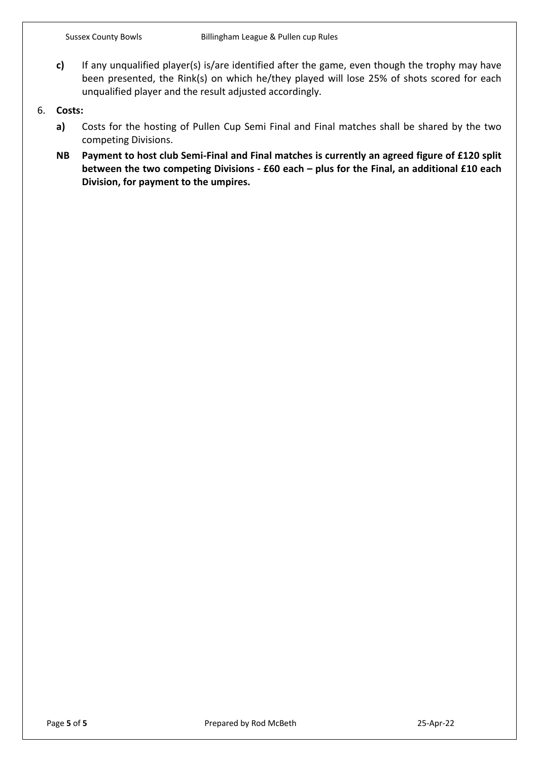**c)** If any unqualified player(s) is/are identified after the game, even though the trophy may have been presented, the Rink(s) on which he/they played will lose 25% of shots scored for each unqualified player and the result adjusted accordingly.

6. **Costs:**

**a)** Costs for the hosting of Pullen Cup Semi Final and Final matches shall be shared by the two competing Divisions.

**NB Payment to host club Semi-Final and Final matches is currently an agreed figure of £120 split between the two competing Divisions - £60 each – plus for the Final, an additional £10 each Division, for payment to the umpires.**